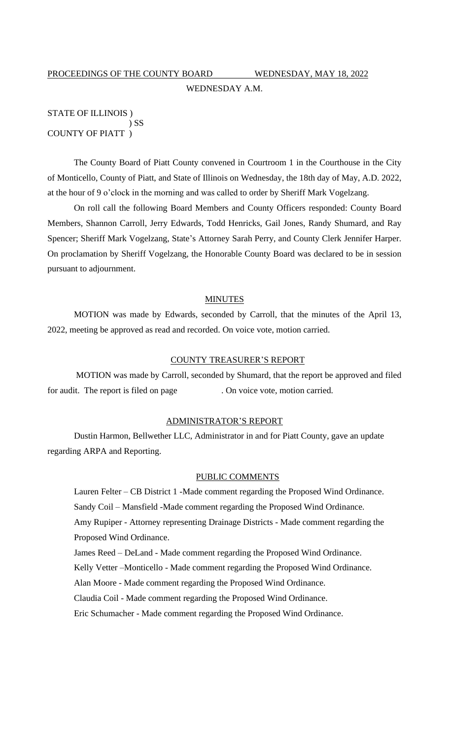PROCEEDINGS OF THE COUNTY BOARD WEDNESDAY, MAY 18, 2022

WEDNESDAY A.M.

STATE OF ILLINOIS )
) SS
COUNTY OF PIATT )

The County Board of Piatt County convened in Courtroom 1 in the Courthouse in the City of Monticello, County of Piatt, and State of Illinois on Wednesday, the 18th day of May, A.D. 2022, at the hour of 9 o'clock in the morning and was called to order by Sheriff Mark Vogelzang.

On roll call the following Board Members and County Officers responded: County Board Members, Shannon Carroll, Jerry Edwards, Todd Henricks, Gail Jones, Randy Shumard, and Ray Spencer; Sheriff Mark Vogelzang, State's Attorney Sarah Perry, and County Clerk Jennifer Harper. On proclamation by Sheriff Vogelzang, the Honorable County Board was declared to be in session pursuant to adjournment.

## MINUTES

MOTION was made by Edwards, seconded by Carroll, that the minutes of the April 13, 2022, meeting be approved as read and recorded. On voice vote, motion carried.

## COUNTY TREASURER'S REPORT

MOTION was made by Carroll, seconded by Shumard, that the report be approved and filed for audit. The report is filed on page . On voice vote, motion carried.

## ADMINISTRATOR'S REPORT

Dustin Harmon, Bellwether LLC, Administrator in and for Piatt County, gave an update regarding ARPA and Reporting.

## PUBLIC COMMENTS

Lauren Felter – CB District 1 -Made comment regarding the Proposed Wind Ordinance.

Sandy Coil – Mansfield -Made comment regarding the Proposed Wind Ordinance.

Amy Rupiper - Attorney representing Drainage Districts - Made comment regarding the Proposed Wind Ordinance.

James Reed – DeLand - Made comment regarding the Proposed Wind Ordinance.

Kelly Vetter –Monticello - Made comment regarding the Proposed Wind Ordinance.

Alan Moore - Made comment regarding the Proposed Wind Ordinance.

Claudia Coil - Made comment regarding the Proposed Wind Ordinance.

Eric Schumacher - Made comment regarding the Proposed Wind Ordinance.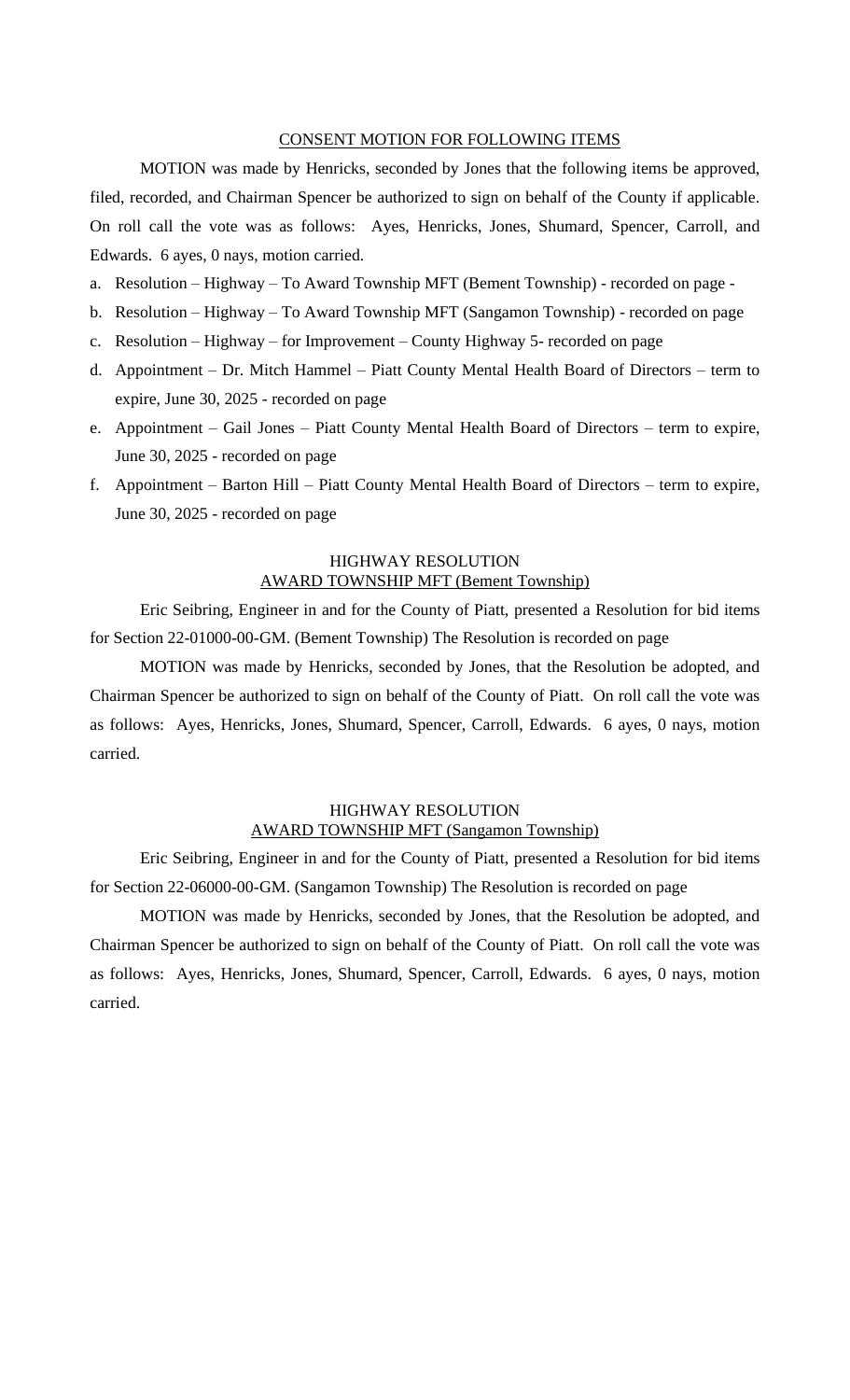<u>CONSENT MOTION FOR FOLLOWING ITEMS</u>

MOTION was made by Henricks, seconded by Jones that the following items be approved, filed, recorded, and Chairman Spencer be authorized to sign on behalf of the County if applicable. On roll call the vote was as follows: Ayes, Henricks, Jones, Shumard, Spencer, Carroll, and Edwards. 6 ayes, 0 nays, motion carried.

a. Resolution – Highway – To Award Township MFT (Bement Township) - recorded on page -
b. Resolution – Highway – To Award Township MFT (Sangamon Township) - recorded on page
c. Resolution – Highway – for Improvement – County Highway 5- recorded on page
d. Appointment – Dr. Mitch Hammel – Piatt County Mental Health Board of Directors – term to expire, June 30, 2025 - recorded on page
e. Appointment – Gail Jones – Piatt County Mental Health Board of Directors – term to expire, June 30, 2025 - recorded on page
f. Appointment – Barton Hill – Piatt County Mental Health Board of Directors – term to expire, June 30, 2025 - recorded on page

HIGHWAY RESOLUTION
<u>AWARD TOWNSHIP MFT (Bement Township)</u>

Eric Seibring, Engineer in and for the County of Piatt, presented a Resolution for bid items for Section 22-01000-00-GM. (Bement Township) The Resolution is recorded on page

MOTION was made by Henricks, seconded by Jones, that the Resolution be adopted, and Chairman Spencer be authorized to sign on behalf of the County of Piatt. On roll call the vote was as follows: Ayes, Henricks, Jones, Shumard, Spencer, Carroll, Edwards. 6 ayes, 0 nays, motion carried.

HIGHWAY RESOLUTION
<u>AWARD TOWNSHIP MFT (Sangamon Township)</u>

Eric Seibring, Engineer in and for the County of Piatt, presented a Resolution for bid items for Section 22-06000-00-GM. (Sangamon Township) The Resolution is recorded on page

MOTION was made by Henricks, seconded by Jones, that the Resolution be adopted, and Chairman Spencer be authorized to sign on behalf of the County of Piatt. On roll call the vote was as follows: Ayes, Henricks, Jones, Shumard, Spencer, Carroll, Edwards. 6 ayes, 0 nays, motion carried.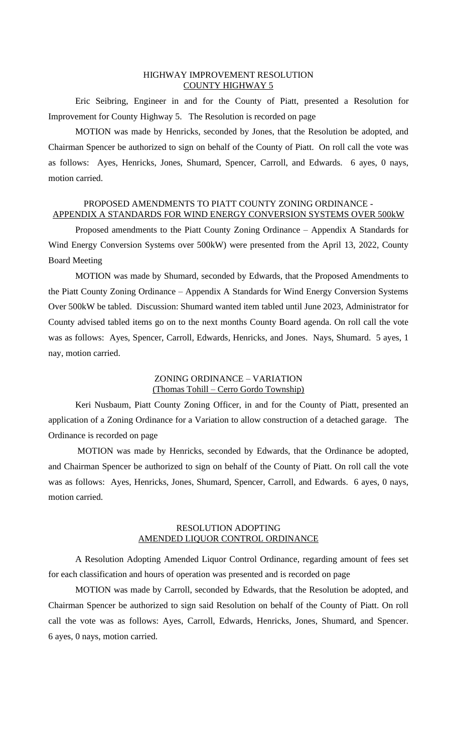## HIGHWAY IMPROVEMENT RESOLUTION
## COUNTY HIGHWAY 5

Eric Seibring, Engineer in and for the County of Piatt, presented a Resolution for Improvement for County Highway 5. The Resolution is recorded on page

MOTION was made by Henricks, seconded by Jones, that the Resolution be adopted, and Chairman Spencer be authorized to sign on behalf of the County of Piatt. On roll call the vote was as follows: Ayes, Henricks, Jones, Shumard, Spencer, Carroll, and Edwards. 6 ayes, 0 nays, motion carried.

## PROPOSED AMENDMENTS TO PIATT COUNTY ZONING ORDINANCE - APPENDIX A STANDARDS FOR WIND ENERGY CONVERSION SYSTEMS OVER 500kW

Proposed amendments to the Piatt County Zoning Ordinance – Appendix A Standards for Wind Energy Conversion Systems over 500kW) were presented from the April 13, 2022, County Board Meeting

MOTION was made by Shumard, seconded by Edwards, that the Proposed Amendments to the Piatt County Zoning Ordinance – Appendix A Standards for Wind Energy Conversion Systems Over 500kW be tabled. Discussion: Shumard wanted item tabled until June 2023, Administrator for County advised tabled items go on to the next months County Board agenda. On roll call the vote was as follows: Ayes, Spencer, Carroll, Edwards, Henricks, and Jones. Nays, Shumard. 5 ayes, 1 nay, motion carried.

## ZONING ORDINANCE – VARIATION
## (Thomas Tohill – Cerro Gordo Township)

Keri Nusbaum, Piatt County Zoning Officer, in and for the County of Piatt, presented an application of a Zoning Ordinance for a Variation to allow construction of a detached garage. The Ordinance is recorded on page

MOTION was made by Henricks, seconded by Edwards, that the Ordinance be adopted, and Chairman Spencer be authorized to sign on behalf of the County of Piatt. On roll call the vote was as follows: Ayes, Henricks, Jones, Shumard, Spencer, Carroll, and Edwards. 6 ayes, 0 nays, motion carried.

## RESOLUTION ADOPTING
## AMENDED LIQUOR CONTROL ORDINANCE

A Resolution Adopting Amended Liquor Control Ordinance, regarding amount of fees set for each classification and hours of operation was presented and is recorded on page

MOTION was made by Carroll, seconded by Edwards, that the Resolution be adopted, and Chairman Spencer be authorized to sign said Resolution on behalf of the County of Piatt. On roll call the vote was as follows: Ayes, Carroll, Edwards, Henricks, Jones, Shumard, and Spencer. 6 ayes, 0 nays, motion carried.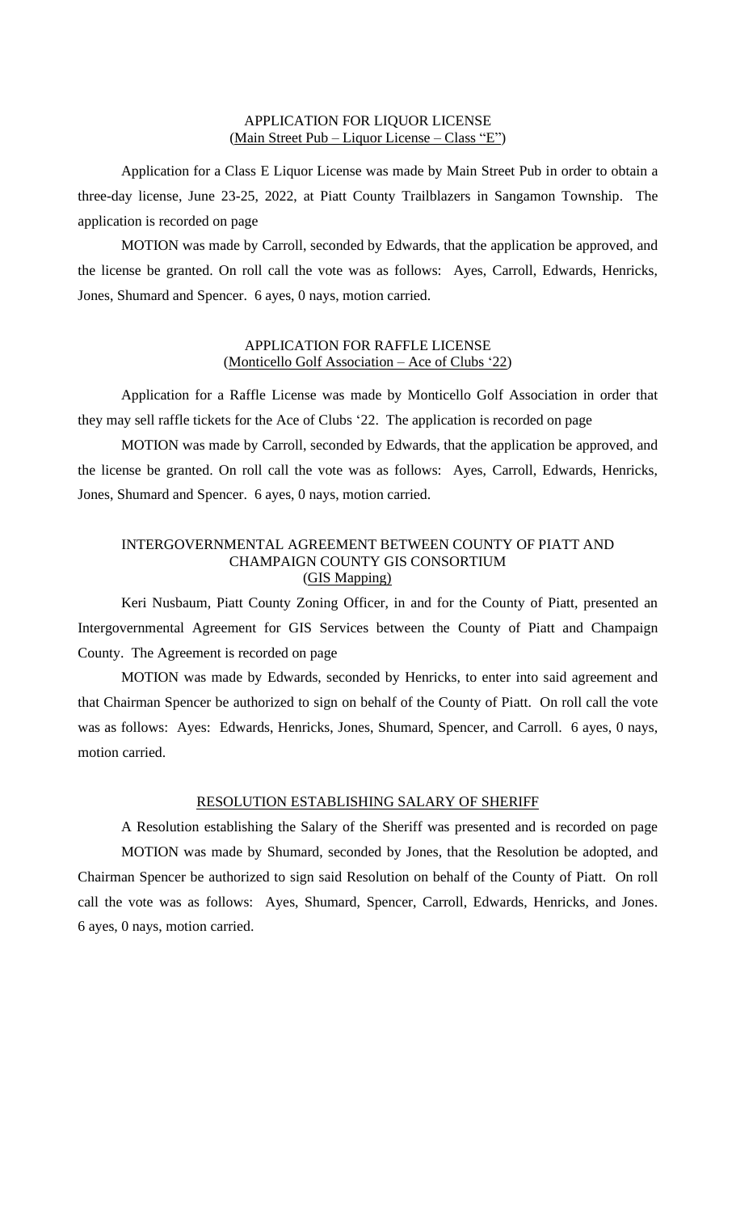## APPLICATION FOR LIQUOR LICENSE
(Main Street Pub – Liquor License – Class "E")

Application for a Class E Liquor License was made by Main Street Pub in order to obtain a three-day license, June 23-25, 2022, at Piatt County Trailblazers in Sangamon Township. The application is recorded on page

MOTION was made by Carroll, seconded by Edwards, that the application be approved, and the license be granted. On roll call the vote was as follows: Ayes, Carroll, Edwards, Henricks, Jones, Shumard and Spencer. 6 ayes, 0 nays, motion carried.

## APPLICATION FOR RAFFLE LICENSE
(Monticello Golf Association – Ace of Clubs '22)

Application for a Raffle License was made by Monticello Golf Association in order that they may sell raffle tickets for the Ace of Clubs '22. The application is recorded on page

MOTION was made by Carroll, seconded by Edwards, that the application be approved, and the license be granted. On roll call the vote was as follows: Ayes, Carroll, Edwards, Henricks, Jones, Shumard and Spencer. 6 ayes, 0 nays, motion carried.

## INTERGOVERNMENTAL AGREEMENT BETWEEN COUNTY OF PIATT AND CHAMPAIGN COUNTY GIS CONSORTIUM
(GIS Mapping)

Keri Nusbaum, Piatt County Zoning Officer, in and for the County of Piatt, presented an Intergovernmental Agreement for GIS Services between the County of Piatt and Champaign County. The Agreement is recorded on page

MOTION was made by Edwards, seconded by Henricks, to enter into said agreement and that Chairman Spencer be authorized to sign on behalf of the County of Piatt. On roll call the vote was as follows: Ayes: Edwards, Henricks, Jones, Shumard, Spencer, and Carroll. 6 ayes, 0 nays, motion carried.

## RESOLUTION ESTABLISHING SALARY OF SHERIFF

A Resolution establishing the Salary of the Sheriff was presented and is recorded on page

MOTION was made by Shumard, seconded by Jones, that the Resolution be adopted, and Chairman Spencer be authorized to sign said Resolution on behalf of the County of Piatt. On roll call the vote was as follows: Ayes, Shumard, Spencer, Carroll, Edwards, Henricks, and Jones. 6 ayes, 0 nays, motion carried.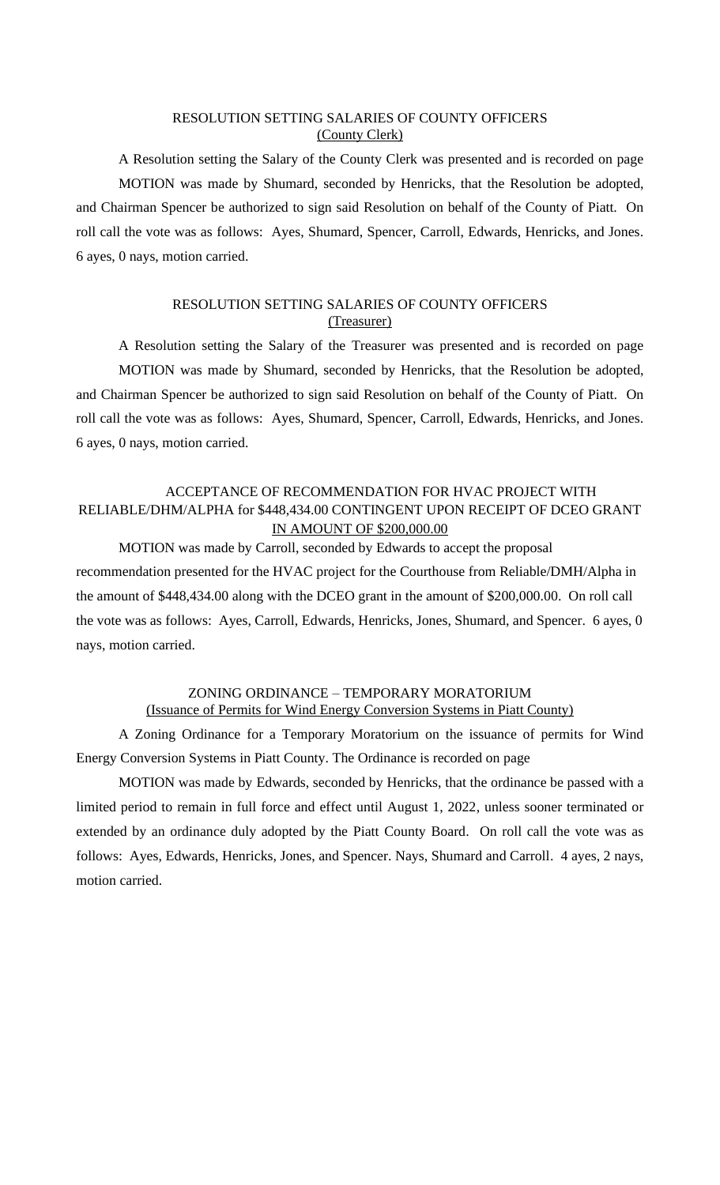## RESOLUTION SETTING SALARIES OF COUNTY OFFICERS
## (County Clerk)

A Resolution setting the Salary of the County Clerk was presented and is recorded on page

MOTION was made by Shumard, seconded by Henricks, that the Resolution be adopted, and Chairman Spencer be authorized to sign said Resolution on behalf of the County of Piatt. On roll call the vote was as follows: Ayes, Shumard, Spencer, Carroll, Edwards, Henricks, and Jones. 6 ayes, 0 nays, motion carried.

## RESOLUTION SETTING SALARIES OF COUNTY OFFICERS
## (Treasurer)

A Resolution setting the Salary of the Treasurer was presented and is recorded on page

MOTION was made by Shumard, seconded by Henricks, that the Resolution be adopted, and Chairman Spencer be authorized to sign said Resolution on behalf of the County of Piatt. On roll call the vote was as follows: Ayes, Shumard, Spencer, Carroll, Edwards, Henricks, and Jones. 6 ayes, 0 nays, motion carried.

## ACCEPTANCE OF RECOMMENDATION FOR HVAC PROJECT WITH RELIABLE/DHM/ALPHA for $448,434.00 CONTINGENT UPON RECEIPT OF DCEO GRANT IN AMOUNT OF $200,000.00

MOTION was made by Carroll, seconded by Edwards to accept the proposal recommendation presented for the HVAC project for the Courthouse from Reliable/DMH/Alpha in the amount of $448,434.00 along with the DCEO grant in the amount of $200,000.00. On roll call the vote was as follows: Ayes, Carroll, Edwards, Henricks, Jones, Shumard, and Spencer. 6 ayes, 0 nays, motion carried.

## ZONING ORDINANCE – TEMPORARY MORATORIUM
## (Issuance of Permits for Wind Energy Conversion Systems in Piatt County)

A Zoning Ordinance for a Temporary Moratorium on the issuance of permits for Wind Energy Conversion Systems in Piatt County. The Ordinance is recorded on page

MOTION was made by Edwards, seconded by Henricks, that the ordinance be passed with a limited period to remain in full force and effect until August 1, 2022, unless sooner terminated or extended by an ordinance duly adopted by the Piatt County Board. On roll call the vote was as follows: Ayes, Edwards, Henricks, Jones, and Spencer. Nays, Shumard and Carroll. 4 ayes, 2 nays, motion carried.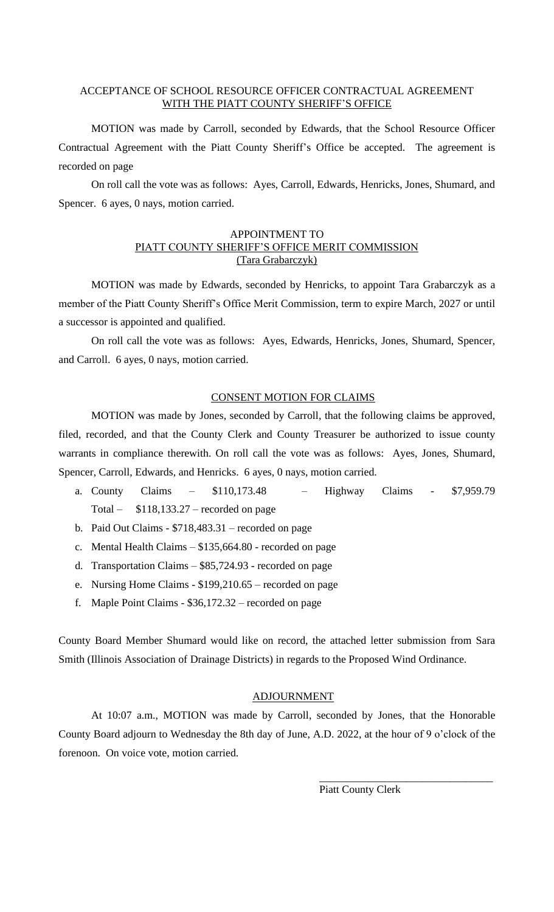## ACCEPTANCE OF SCHOOL RESOURCE OFFICER CONTRACTUAL AGREEMENT WITH THE PIATT COUNTY SHERIFF'S OFFICE

MOTION was made by Carroll, seconded by Edwards, that the School Resource Officer Contractual Agreement with the Piatt County Sheriff's Office be accepted. The agreement is recorded on page

On roll call the vote was as follows: Ayes, Carroll, Edwards, Henricks, Jones, Shumard, and Spencer. 6 ayes, 0 nays, motion carried.

## APPOINTMENT TO PIATT COUNTY SHERIFF'S OFFICE MERIT COMMISSION (Tara Grabarczyk)

MOTION was made by Edwards, seconded by Henricks, to appoint Tara Grabarczyk as a member of the Piatt County Sheriff's Office Merit Commission, term to expire March, 2027 or until a successor is appointed and qualified.

On roll call the vote was as follows: Ayes, Edwards, Henricks, Jones, Shumard, Spencer, and Carroll. 6 ayes, 0 nays, motion carried.

## CONSENT MOTION FOR CLAIMS

MOTION was made by Jones, seconded by Carroll, that the following claims be approved, filed, recorded, and that the County Clerk and County Treasurer be authorized to issue county warrants in compliance therewith. On roll call the vote was as follows: Ayes, Jones, Shumard, Spencer, Carroll, Edwards, and Henricks. 6 ayes, 0 nays, motion carried.

a. County Claims – $110,173.48 – Highway Claims - $7,959.79 Total – $118,133.27 – recorded on page
b. Paid Out Claims - $718,483.31 – recorded on page
c. Mental Health Claims – $135,664.80 - recorded on page
d. Transportation Claims – $85,724.93 - recorded on page
e. Nursing Home Claims - $199,210.65 – recorded on page
f. Maple Point Claims - $36,172.32 – recorded on page

County Board Member Shumard would like on record, the attached letter submission from Sara Smith (Illinois Association of Drainage Districts) in regards to the Proposed Wind Ordinance.

## ADJOURNMENT

At 10:07 a.m., MOTION was made by Carroll, seconded by Jones, that the Honorable County Board adjourn to Wednesday the 8th day of June, A.D. 2022, at the hour of 9 o'clock of the forenoon. On voice vote, motion carried.

\_\_\_\_\_\_\_\_\_\_\_\_\_\_\_\_\_\_\_\_\_\_\_\_\_\_\_\_\_\_\_\_

Piatt County Clerk